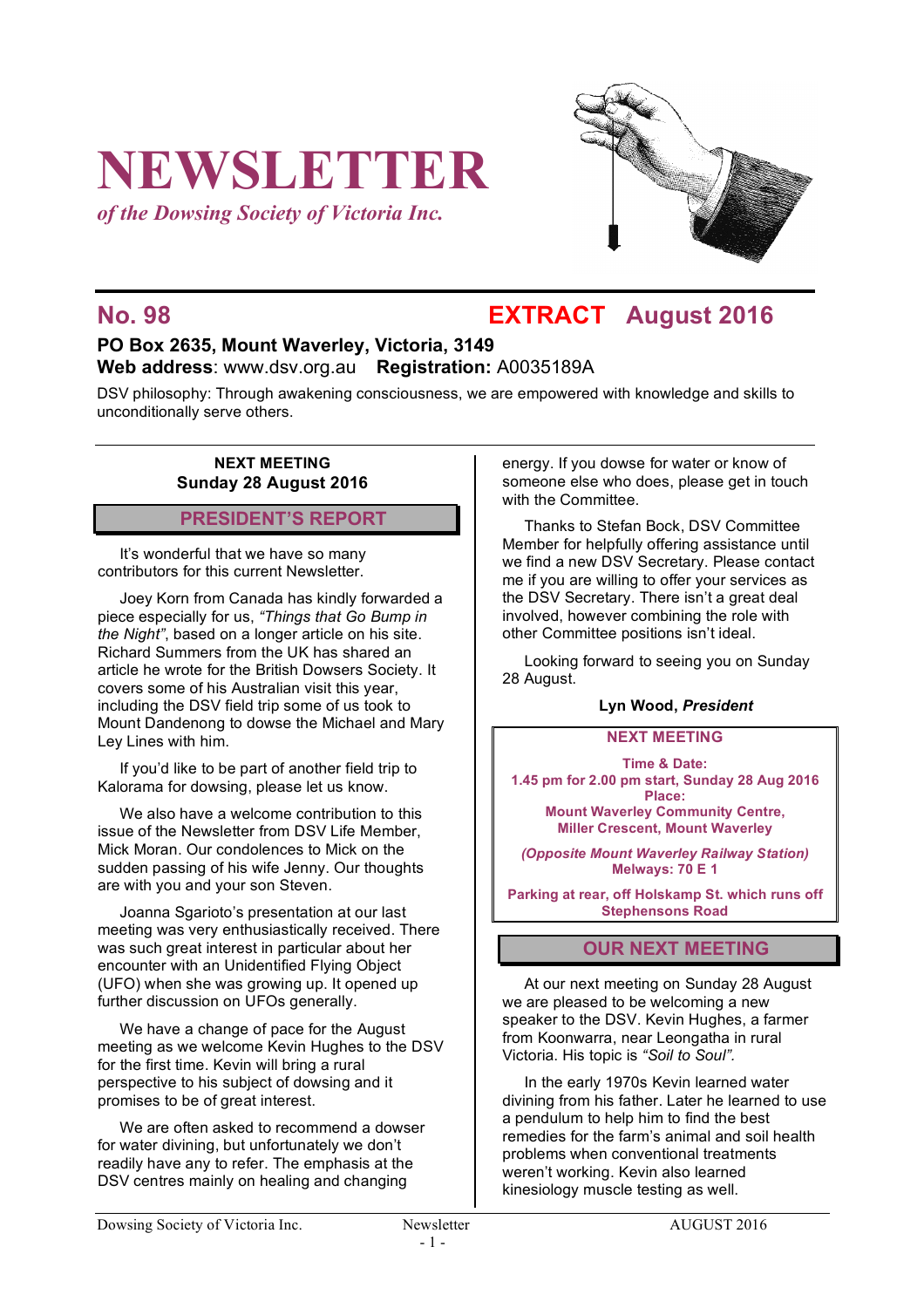# NEWSLETTER

*of the Dowsing Society of Victoria Inc.*

## No. 98 EXTRACT August 2016

**PO Box 2635, Mount Waverley, Victoria, 3149**
**Web address**: www.dsv.org.au **Registration:** A0035189A

DSV philosophy: Through awakening consciousness, we are empowered with knowledge and skills to unconditionally serve others.

**NEXT MEETING**
**Sunday 28 August 2016**

## PRESIDENT'S REPORT

It's wonderful that we have so many contributors for this current Newsletter.

Joey Korn from Canada has kindly forwarded a piece especially for us, *"Things that Go Bump in the Night"*, based on a longer article on his site. Richard Summers from the UK has shared an article he wrote for the British Dowsers Society. It covers some of his Australian visit this year, including the DSV field trip some of us took to Mount Dandenong to dowse the Michael and Mary Ley Lines with him.

If you'd like to be part of another field trip to Kalorama for dowsing, please let us know.

We also have a welcome contribution to this issue of the Newsletter from DSV Life Member, Mick Moran. Our condolences to Mick on the sudden passing of his wife Jenny. Our thoughts are with you and your son Steven.

Joanna Sgarioto's presentation at our last meeting was very enthusiastically received. There was such great interest in particular about her encounter with an Unidentified Flying Object (UFO) when she was growing up. It opened up further discussion on UFOs generally.

We have a change of pace for the August meeting as we welcome Kevin Hughes to the DSV for the first time. Kevin will bring a rural perspective to his subject of dowsing and it promises to be of great interest.

We are often asked to recommend a dowser for water divining, but unfortunately we don't readily have any to refer. The emphasis at the DSV centres mainly on healing and changing energy. If you dowse for water or know of someone else who does, please get in touch with the Committee.

Thanks to Stefan Bock, DSV Committee Member for helpfully offering assistance until we find a new DSV Secretary. Please contact me if you are willing to offer your services as the DSV Secretary. There isn't a great deal involved, however combining the role with other Committee positions isn't ideal.

Looking forward to seeing you on Sunday 28 August.

**Lyn Wood, *President***

**NEXT MEETING**

**Time & Date:**
**1.45 pm for 2.00 pm start, Sunday 28 Aug 2016**
**Place:**
**Mount Waverley Community Centre, Miller Crescent, Mount Waverley**

***(Opposite Mount Waverley Railway Station)***
**Melways: 70 E 1**

**Parking at rear, off Holskamp St. which runs off Stephensons Road**

## OUR NEXT MEETING

At our next meeting on Sunday 28 August we are pleased to be welcoming a new speaker to the DSV. Kevin Hughes, a farmer from Koonwarra, near Leongatha in rural Victoria. His topic is *"Soil to Soul"*.

In the early 1970s Kevin learned water divining from his father. Later he learned to use a pendulum to help him to find the best remedies for the farm's animal and soil health problems when conventional treatments weren't working. Kevin also learned kinesiology muscle testing as well.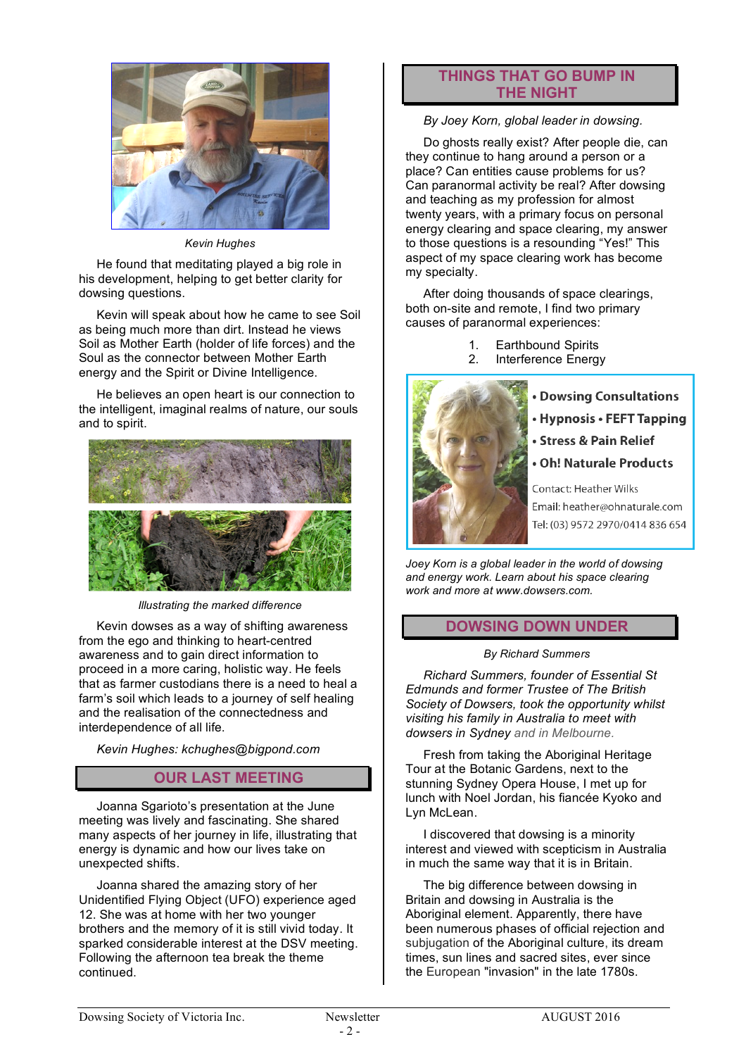*Kevin Hughes*

He found that meditating played a big role in his development, helping to get better clarity for dowsing questions.

Kevin will speak about how he came to see Soil as being much more than dirt. Instead he views Soil as Mother Earth (holder of life forces) and the Soul as the connector between Mother Earth energy and the Spirit or Divine Intelligence.

He believes an open heart is our connection to the intelligent, imaginal realms of nature, our souls and to spirit.

*Illustrating the marked difference*

Kevin dowses as a way of shifting awareness from the ego and thinking to heart-centred awareness and to gain direct information to proceed in a more caring, holistic way. He feels that as farmer custodians there is a need to heal a farm's soil which leads to a journey of self healing and the realisation of the connectedness and interdependence of all life.

*Kevin Hughes: kchughes@bigpond.com*

## OUR LAST MEETING

Joanna Sgarioto's presentation at the June meeting was lively and fascinating. She shared many aspects of her journey in life, illustrating that energy is dynamic and how our lives take on unexpected shifts.

Joanna shared the amazing story of her Unidentified Flying Object (UFO) experience aged 12. She was at home with her two younger brothers and the memory of it is still vivid today. It sparked considerable interest at the DSV meeting. Following the afternoon tea break the theme continued.

## THINGS THAT GO BUMP IN THE NIGHT

*By Joey Korn, global leader in dowsing.*

Do ghosts really exist? After people die, can they continue to hang around a person or a place? Can entities cause problems for us? Can paranormal activity be real? After dowsing and teaching as my profession for almost twenty years, with a primary focus on personal energy clearing and space clearing, my answer to those questions is a resounding "Yes!" This aspect of my space clearing work has become my specialty.

After doing thousands of space clearings, both on-site and remote, I find two primary causes of paranormal experiences:

1. Earthbound Spirits
2. Interference Energy

- **Dowsing Consultations**
- **Hypnosis • FEFT Tapping**
- **Stress & Pain Relief**
- **Oh! Naturale Products**

Contact: Heather Wilks
Email: heather@ohnaturale.com
Tel: (03) 9572 2970/0414 836 654

*Joey Korn is a global leader in the world of dowsing and energy work. Learn about his space clearing work and more at www.dowsers.com.*

## DOWSING DOWN UNDER

*By Richard Summers*

*Richard Summers, founder of Essential St Edmunds and former Trustee of The British Society of Dowsers, took the opportunity whilst visiting his family in Australia to meet with dowsers in Sydney and in Melbourne.*

Fresh from taking the Aboriginal Heritage Tour at the Botanic Gardens, next to the stunning Sydney Opera House, I met up for lunch with Noel Jordan, his fiancée Kyoko and Lyn McLean.

I discovered that dowsing is a minority interest and viewed with scepticism in Australia in much the same way that it is in Britain.

The big difference between dowsing in Britain and dowsing in Australia is the Aboriginal element. Apparently, there have been numerous phases of official rejection and subjugation of the Aboriginal culture, its dream times, sun lines and sacred sites, ever since the European "invasion" in the late 1780s.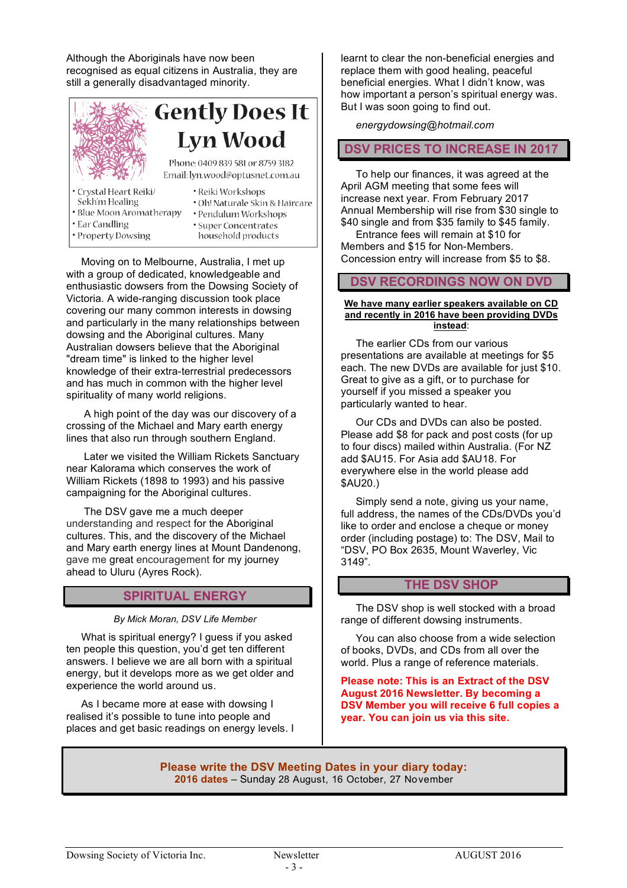Although the Aboriginals have now been recognised as equal citizens in Australia, they are still a generally disadvantaged minority.

**Gently Does It**
**Lyn Wood**

Phone: 0409 839 581 or 8759 3182
Email: lyn.wood@optusnet.com.au

- Crystal Heart Reiki/ Sekh'm Healing
- Blue Moon Aromatherapy
- Ear Candling
- Property Dowsing
- Reiki Workshops
- Oh! Naturale Skin & Haircare
- Pendulum Workshops
- Super Concentrates household products

Moving on to Melbourne, Australia, I met up with a group of dedicated, knowledgeable and enthusiastic dowsers from the Dowsing Society of Victoria. A wide-ranging discussion took place covering our many common interests in dowsing and particularly in the many relationships between dowsing and the Aboriginal cultures. Many Australian dowsers believe that the Aboriginal "dream time" is linked to the higher level knowledge of their extra-terrestrial predecessors and has much in common with the higher level spirituality of many world religions.

A high point of the day was our discovery of a crossing of the Michael and Mary earth energy lines that also run through southern England.

Later we visited the William Rickets Sanctuary near Kalorama which conserves the work of William Rickets (1898 to 1993) and his passive campaigning for the Aboriginal cultures.

The DSV gave me a much deeper understanding and respect for the Aboriginal cultures. This, and the discovery of the Michael and Mary earth energy lines at Mount Dandenong, gave me great encouragement for my journey ahead to Uluru (Ayres Rock).

## SPIRITUAL ENERGY

*By Mick Moran, DSV Life Member*

What is spiritual energy? I guess if you asked ten people this question, you'd get ten different answers. I believe we are all born with a spiritual energy, but it develops more as we get older and experience the world around us.

As I became more at ease with dowsing I realised it's possible to tune into people and places and get basic readings on energy levels. I learnt to clear the non-beneficial energies and replace them with good healing, peaceful beneficial energies. What I didn't know, was how important a person's spiritual energy was. But I was soon going to find out.

*energydowsing@hotmail.com*

## DSV PRICES TO INCREASE IN 2017

To help our finances, it was agreed at the April AGM meeting that some fees will increase next year. From February 2017 Annual Membership will rise from $30 single to $40 single and from $35 family to $45 family.

Entrance fees will remain at $10 for Members and $15 for Non-Members. Concession entry will increase from $5 to $8.

## DSV RECORDINGS NOW ON DVD

**We have many earlier speakers available on CD and recently in 2016 have been providing DVDs instead**:

The earlier CDs from our various presentations are available at meetings for $5 each. The new DVDs are available for just $10. Great to give as a gift, or to purchase for yourself if you missed a speaker you particularly wanted to hear.

Our CDs and DVDs can also be posted. Please add $8 for pack and post costs (for up to four discs) mailed within Australia. (For NZ add $AU15. For Asia add $AU18. For everywhere else in the world please add $AU20.)

Simply send a note, giving us your name, full address, the names of the CDs/DVDs you'd like to order and enclose a cheque or money order (including postage) to: The DSV, Mail to "DSV, PO Box 2635, Mount Waverley, Vic 3149".

## THE DSV SHOP

The DSV shop is well stocked with a broad range of different dowsing instruments.

You can also choose from a wide selection of books, DVDs, and CDs from all over the world. Plus a range of reference materials.

**Please note: This is an Extract of the DSV August 2016 Newsletter. By becoming a DSV Member you will receive 6 full copies a year. You can join us via this site.**

**Please write the DSV Meeting Dates in your diary today:**
**2016 dates** – Sunday 28 August, 16 October, 27 November